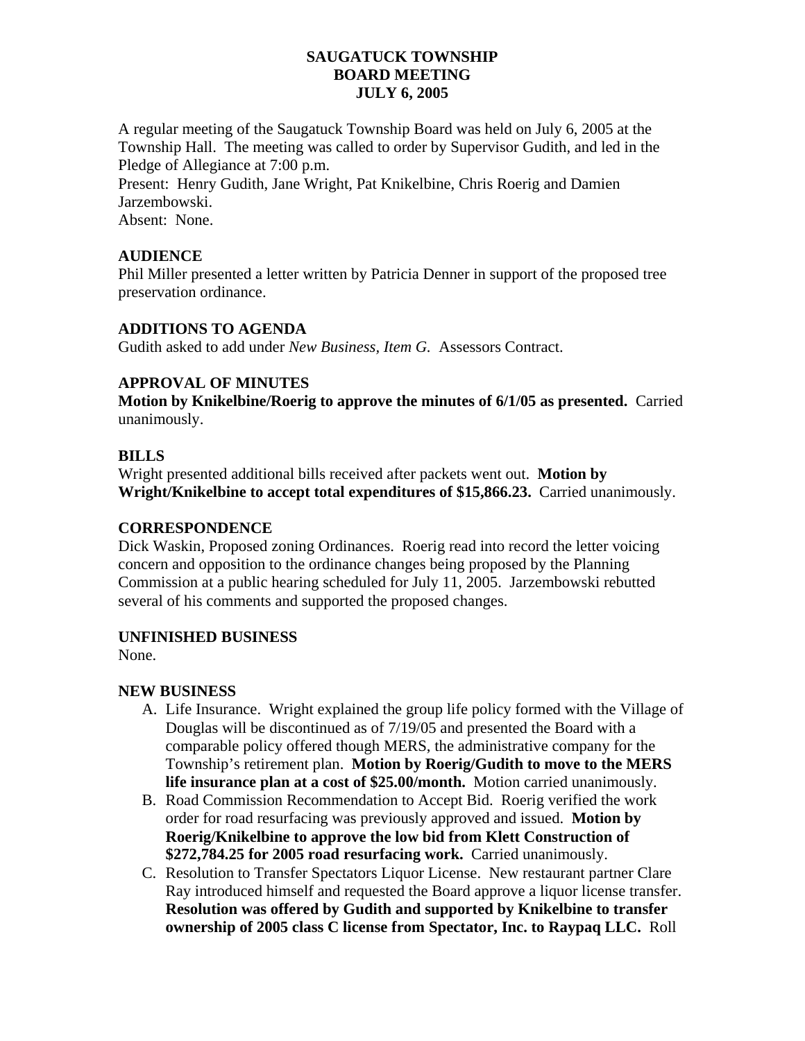# SAUGATUCK TOWNSHIP
# BOARD MEETING
# JULY 6, 2005

A regular meeting of the Saugatuck Township Board was held on July 6, 2005 at the Township Hall. The meeting was called to order by Supervisor Gudith, and led in the Pledge of Allegiance at 7:00 p.m.
Present: Henry Gudith, Jane Wright, Pat Knikelbine, Chris Roerig and Damien Jarzembowski.
Absent: None.

## AUDIENCE

Phil Miller presented a letter written by Patricia Denner in support of the proposed tree preservation ordinance.

## ADDITIONS TO AGENDA

Gudith asked to add under *New Business, Item G.* Assessors Contract.

## APPROVAL OF MINUTES

**Motion by Knikelbine/Roerig to approve the minutes of 6/1/05 as presented.** Carried unanimously.

## BILLS

Wright presented additional bills received after packets went out. **Motion by Wright/Knikelbine to accept total expenditures of $15,866.23.** Carried unanimously.

## CORRESPONDENCE

Dick Waskin, Proposed zoning Ordinances. Roerig read into record the letter voicing concern and opposition to the ordinance changes being proposed by the Planning Commission at a public hearing scheduled for July 11, 2005. Jarzembowski rebutted several of his comments and supported the proposed changes.

## UNFINISHED BUSINESS

None.

## NEW BUSINESS

A. Life Insurance. Wright explained the group life policy formed with the Village of Douglas will be discontinued as of 7/19/05 and presented the Board with a comparable policy offered though MERS, the administrative company for the Township's retirement plan. **Motion by Roerig/Gudith to move to the MERS life insurance plan at a cost of $25.00/month.** Motion carried unanimously.
B. Road Commission Recommendation to Accept Bid. Roerig verified the work order for road resurfacing was previously approved and issued. **Motion by Roerig/Knikelbine to approve the low bid from Klett Construction of $272,784.25 for 2005 road resurfacing work.** Carried unanimously.
C. Resolution to Transfer Spectators Liquor License. New restaurant partner Clare Ray introduced himself and requested the Board approve a liquor license transfer. **Resolution was offered by Gudith and supported by Knikelbine to transfer ownership of 2005 class C license from Spectator, Inc. to Raypaq LLC.** Roll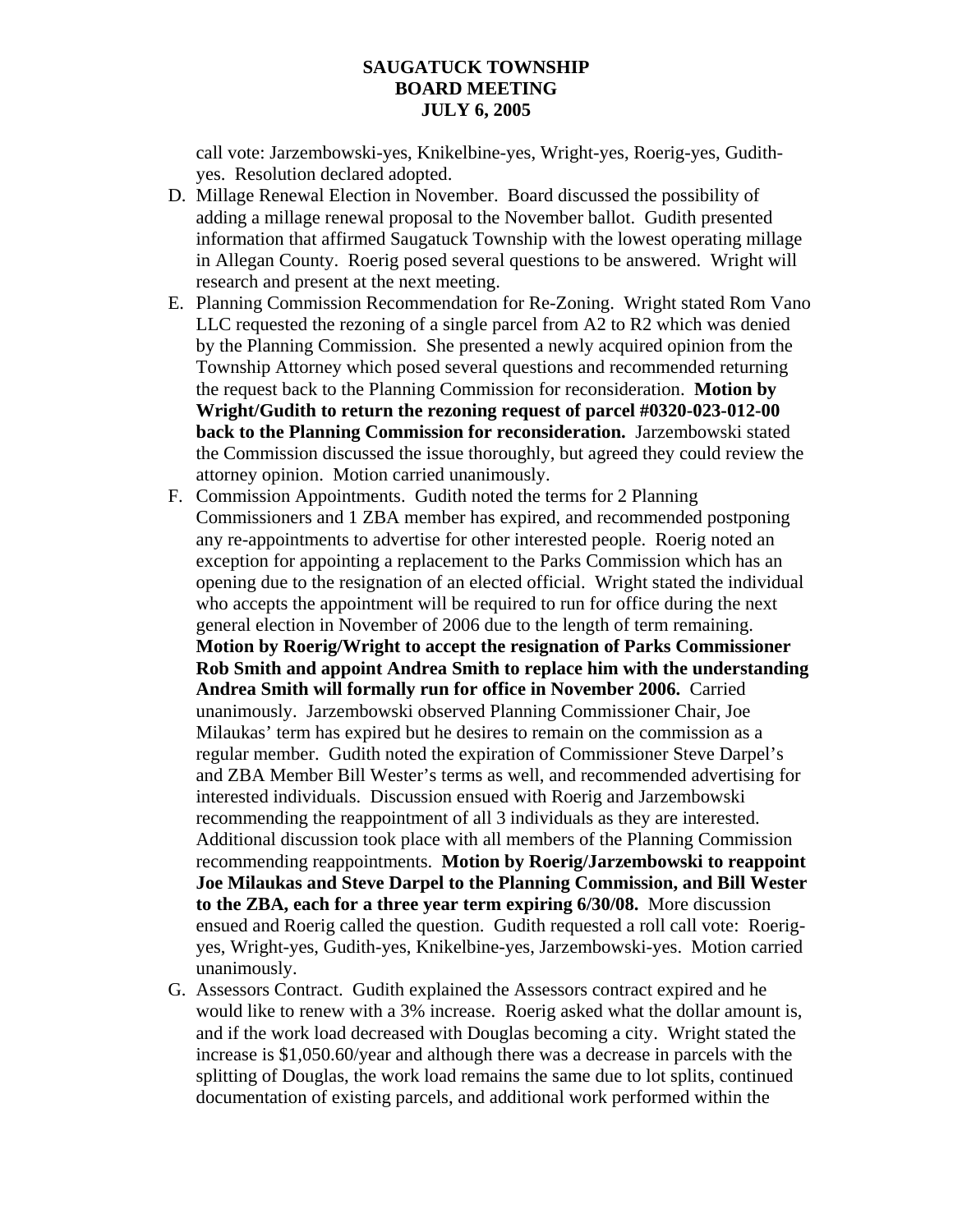call vote: Jarzembowski-yes, Knikelbine-yes, Wright-yes, Roerig-yes, Gudith-yes. Resolution declared adopted.

D. Millage Renewal Election in November. Board discussed the possibility of adding a millage renewal proposal to the November ballot. Gudith presented information that affirmed Saugatuck Township with the lowest operating millage in Allegan County. Roerig posed several questions to be answered. Wright will research and present at the next meeting.

E. Planning Commission Recommendation for Re-Zoning. Wright stated Rom Vano LLC requested the rezoning of a single parcel from A2 to R2 which was denied by the Planning Commission. She presented a newly acquired opinion from the Township Attorney which posed several questions and recommended returning the request back to the Planning Commission for reconsideration. **Motion by Wright/Gudith to return the rezoning request of parcel #0320-023-012-00 back to the Planning Commission for reconsideration.** Jarzembowski stated the Commission discussed the issue thoroughly, but agreed they could review the attorney opinion. Motion carried unanimously.

F. Commission Appointments. Gudith noted the terms for 2 Planning Commissioners and 1 ZBA member has expired, and recommended postponing any re-appointments to advertise for other interested people. Roerig noted an exception for appointing a replacement to the Parks Commission which has an opening due to the resignation of an elected official. Wright stated the individual who accepts the appointment will be required to run for office during the next general election in November of 2006 due to the length of term remaining. **Motion by Roerig/Wright to accept the resignation of Parks Commissioner Rob Smith and appoint Andrea Smith to replace him with the understanding Andrea Smith will formally run for office in November 2006.** Carried unanimously. Jarzembowski observed Planning Commissioner Chair, Joe Milaukas' term has expired but he desires to remain on the commission as a regular member. Gudith noted the expiration of Commissioner Steve Darpel's and ZBA Member Bill Wester's terms as well, and recommended advertising for interested individuals. Discussion ensued with Roerig and Jarzembowski recommending the reappointment of all 3 individuals as they are interested. Additional discussion took place with all members of the Planning Commission recommending reappointments. **Motion by Roerig/Jarzembowski to reappoint Joe Milaukas and Steve Darpel to the Planning Commission, and Bill Wester to the ZBA, each for a three year term expiring 6/30/08.** More discussion ensued and Roerig called the question. Gudith requested a roll call vote: Roerig-yes, Wright-yes, Gudith-yes, Knikelbine-yes, Jarzembowski-yes. Motion carried unanimously.

G. Assessors Contract. Gudith explained the Assessors contract expired and he would like to renew with a 3% increase. Roerig asked what the dollar amount is, and if the work load decreased with Douglas becoming a city. Wright stated the increase is $1,050.60/year and although there was a decrease in parcels with the splitting of Douglas, the work load remains the same due to lot splits, continued documentation of existing parcels, and additional work performed within the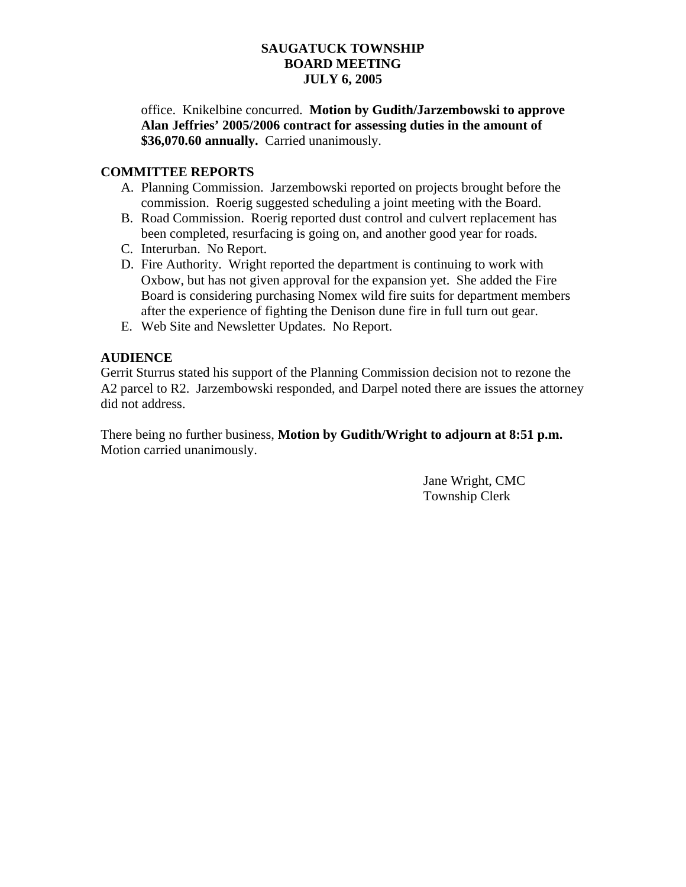office. Knikelbine concurred. **Motion by Gudith/Jarzembowski to approve Alan Jeffries' 2005/2006 contract for assessing duties in the amount of $36,070.60 annually.** Carried unanimously.

**COMMITTEE REPORTS**

A. Planning Commission. Jarzembowski reported on projects brought before the commission. Roerig suggested scheduling a joint meeting with the Board.
B. Road Commission. Roerig reported dust control and culvert replacement has been completed, resurfacing is going on, and another good year for roads.
C. Interurban. No Report.
D. Fire Authority. Wright reported the department is continuing to work with Oxbow, but has not given approval for the expansion yet. She added the Fire Board is considering purchasing Nomex wild fire suits for department members after the experience of fighting the Denison dune fire in full turn out gear.
E. Web Site and Newsletter Updates. No Report.

**AUDIENCE**

Gerrit Sturrus stated his support of the Planning Commission decision not to rezone the A2 parcel to R2. Jarzembowski responded, and Darpel noted there are issues the attorney did not address.

There being no further business, **Motion by Gudith/Wright to adjourn at 8:51 p.m.** Motion carried unanimously.

Jane Wright, CMC
Township Clerk